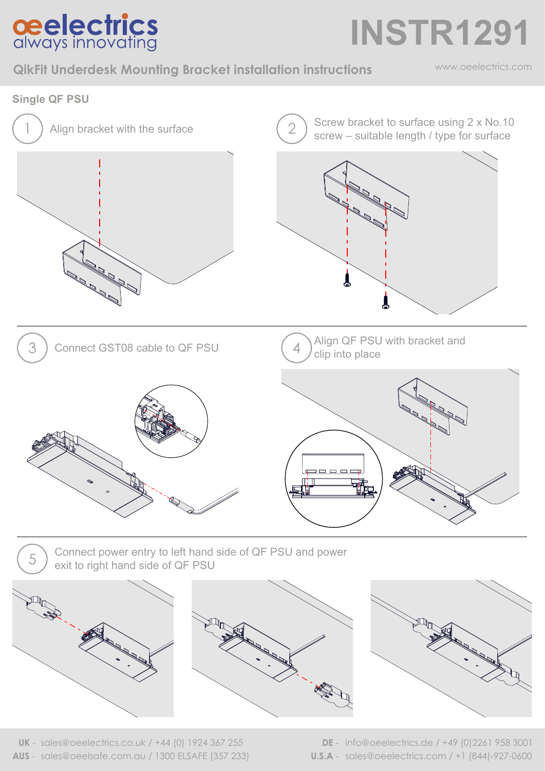# oeelectrics always innovating

# INSTR1291

## QikFit Underdesk Mounting Bracket installation instructions

www.oeelectrics.com

### Single QF PSU

1. Align bracket with the surface

2. Screw bracket to surface using 2 x No.10 screw – suitable length / type for surface

3. Connect GST08 cable to QF PSU

4. Align QF PSU with bracket and clip into place

5. Connect power entry to left hand side of QF PSU and power exit to right hand side of QF PSU

**UK** - sales@oeelectrics.co.uk / +44 (0) 1924 367 255
**AUS** - sales@oeelsafe.com.au / 1300 ELSAFE (357 233)
**DE** - info@oeelectrics.de / +49 (0)2261 958 3001
**U.S.A** - sales@oeelectrics.com / +1 (844)-927-0600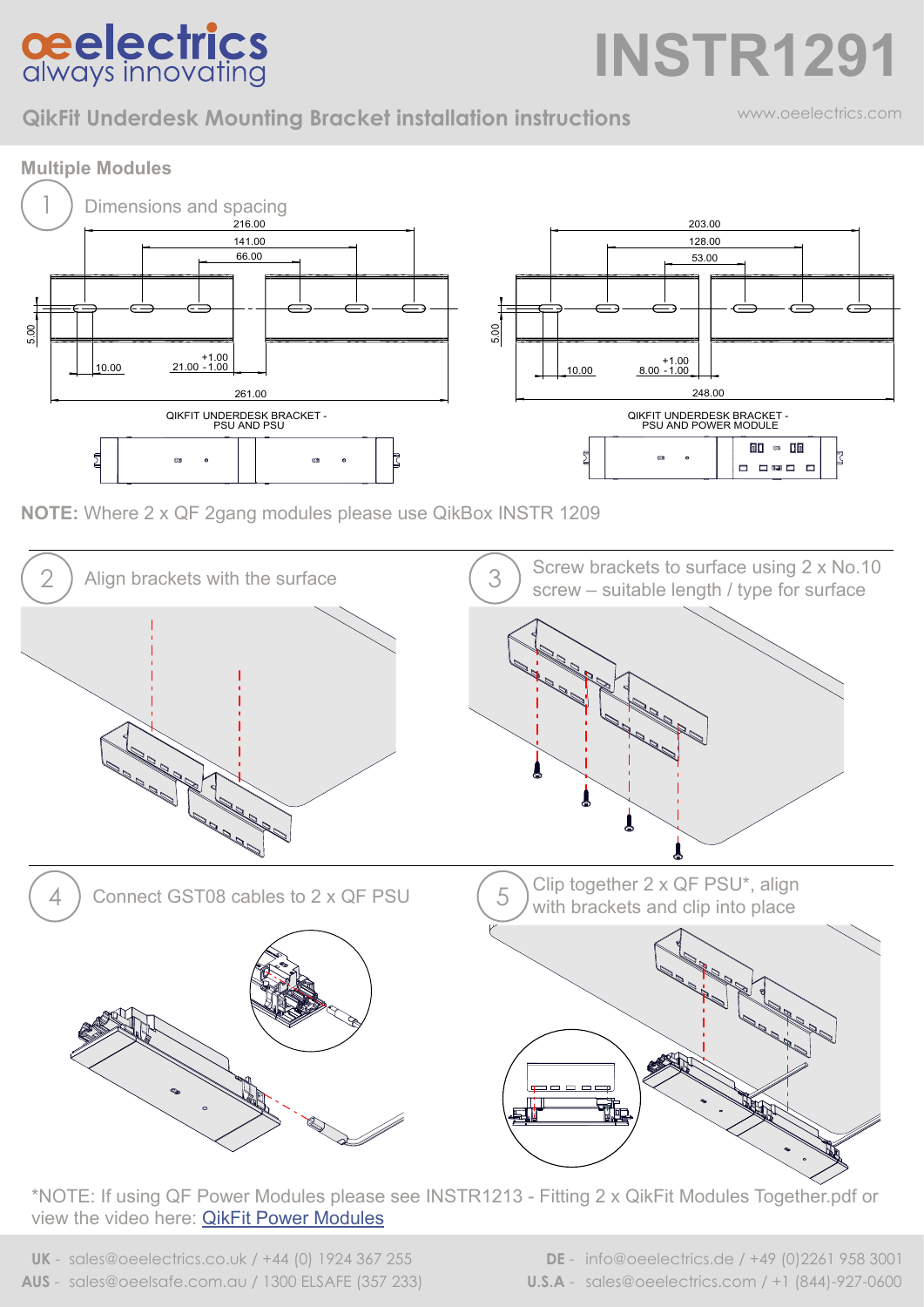# INSTR1291

## QikFit Underdesk Mounting Bracket installation instructions

www.oeelectrics.com

### Multiple Modules

**1** Dimensions and spacing

216.00
141.00
66.00
5.00
10.00
21.00 +1.00 -1.00
261.00

QIKFIT UNDERDESK BRACKET - PSU AND PSU

203.00
128.00
53.00
5.00
10.00
8.00 +1.00 -1.00
248.00

QIKFIT UNDERDESK BRACKET - PSU AND POWER MODULE

**NOTE:** Where 2 x QF 2gang modules please use QikBox INSTR 1209

**2** Align brackets with the surface

**3** Screw brackets to surface using 2 x No.10 screw – suitable length / type for surface

**4** Connect GST08 cables to 2 x QF PSU

**5** Clip together 2 x QF PSU*, align with brackets and clip into place

*NOTE: If using QF Power Modules please see INSTR1213 - Fitting 2 x QikFit Modules Together.pdf or view the video here: QikFit Power Modules

**UK** - sales@oeelectrics.co.uk / +44 (0) 1924 367 255
**AUS** - sales@oeelsafe.com.au / 1300 ELSAFE (357 233)
**DE** - info@oeelectrics.de / +49 (0)2261 958 3001
**U.S.A** - sales@oeelectrics.com / +1 (844)-927-0600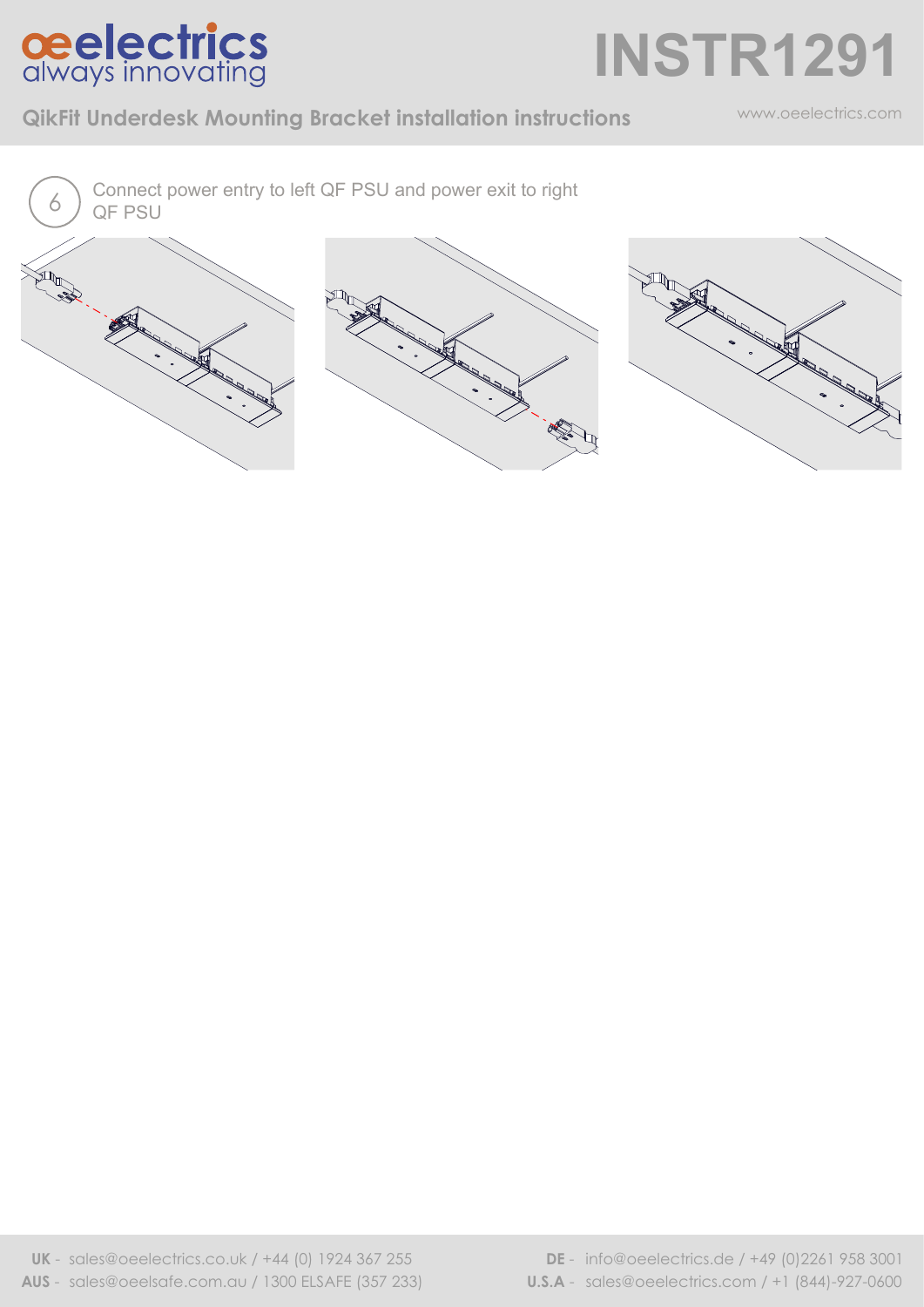6 Connect power entry to left QF PSU and power exit to right QF PSU

**UK** - sales@oeelectrics.co.uk / +44 (0) 1924 367 255
**AUS** - sales@oeelsafe.com.au / 1300 ELSAFE (357 233)
**DE** - info@oeelectrics.de / +49 (0)2261 958 3001
**U.S.A** - sales@oeelectrics.com / +1 (844)-927-0600